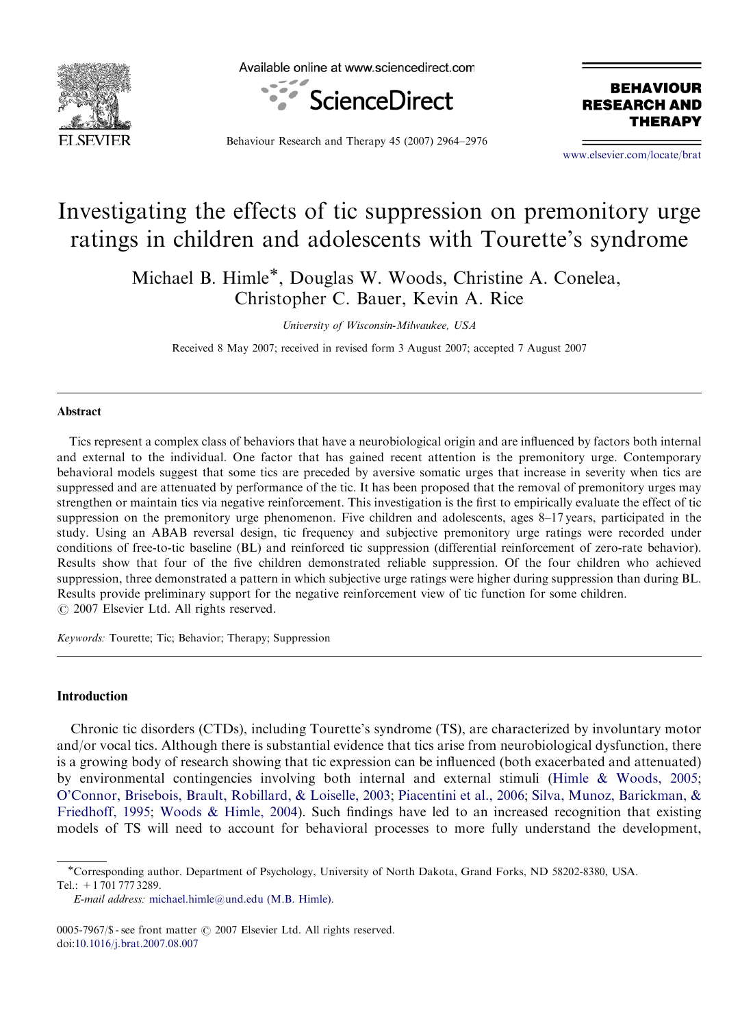# Investigating the effects of tic suppression on premonitory urge ratings in children and adolescents with Tourette's syndrome

Michael B. Himle*, Douglas W. Woods, Christine A. Conelea, Christopher C. Bauer, Kevin A. Rice

*University of Wisconsin-Milwaukee, USA*

Received 8 May 2007; received in revised form 3 August 2007; accepted 7 August 2007

## Abstract

Tics represent a complex class of behaviors that have a neurobiological origin and are influenced by factors both internal and external to the individual. One factor that has gained recent attention is the premonitory urge. Contemporary behavioral models suggest that some tics are preceded by aversive somatic urges that increase in severity when tics are suppressed and are attenuated by performance of the tic. It has been proposed that the removal of premonitory urges may strengthen or maintain tics via negative reinforcement. This investigation is the first to empirically evaluate the effect of tic suppression on the premonitory urge phenomenon. Five children and adolescents, ages 8–17 years, participated in the study. Using an ABAB reversal design, tic frequency and subjective premonitory urge ratings were recorded under conditions of free-to-tic baseline (BL) and reinforced tic suppression (differential reinforcement of zero-rate behavior). Results show that four of the five children demonstrated reliable suppression. Of the four children who achieved suppression, three demonstrated a pattern in which subjective urge ratings were higher during suppression than during BL. Results provide preliminary support for the negative reinforcement view of tic function for some children.

© 2007 Elsevier Ltd. All rights reserved.

*Keywords:* Tourette; Tic; Behavior; Therapy; Suppression

## Introduction

Chronic tic disorders (CTDs), including Tourette's syndrome (TS), are characterized by involuntary motor and/or vocal tics. Although there is substantial evidence that tics arise from neurobiological dysfunction, there is a growing body of research showing that tic expression can be influenced (both exacerbated and attenuated) by environmental contingencies involving both internal and external stimuli (Himle & Woods, 2005; O'Connor, Brisebois, Brault, Robillard, & Loiselle, 2003; Piacentini et al., 2006; Silva, Munoz, Barickman, & Friedhoff, 1995; Woods & Himle, 2004). Such findings have led to an increased recognition that existing models of TS will need to account for behavioral processes to more fully understand the development,

*Corresponding author. Department of Psychology, University of North Dakota, Grand Forks, ND 58202-8380, USA. Tel.: +1 701 777 3289.

*E-mail address:* michael.himle@und.edu (M.B. Himle).

0005-7967/$ - see front matter © 2007 Elsevier Ltd. All rights reserved.
doi:10.1016/j.brat.2007.08.007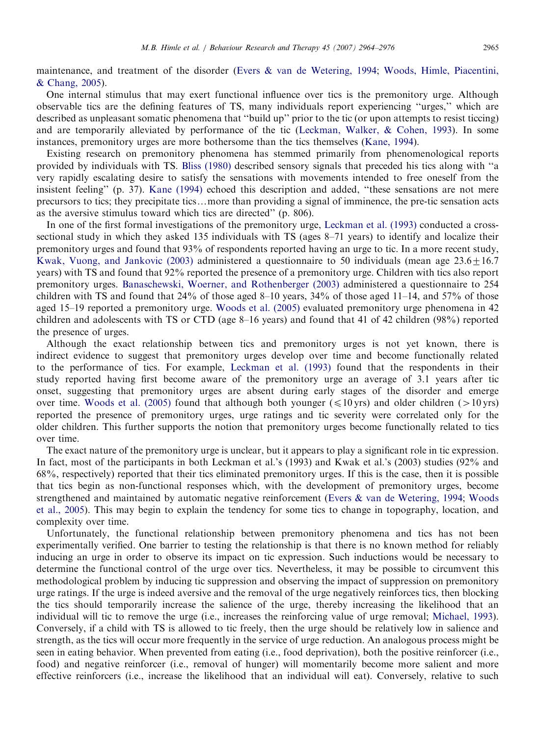maintenance, and treatment of the disorder (Evers & van de Wetering, 1994; Woods, Himle, Piacentini, & Chang, 2005).

One internal stimulus that may exert functional influence over tics is the premonitory urge. Although observable tics are the defining features of TS, many individuals report experiencing "urges," which are described as unpleasant somatic phenomena that "build up" prior to the tic (or upon attempts to resist ticcing) and are temporarily alleviated by performance of the tic (Leckman, Walker, & Cohen, 1993). In some instances, premonitory urges are more bothersome than the tics themselves (Kane, 1994).

Existing research on premonitory phenomena has stemmed primarily from phenomenological reports provided by individuals with TS. Bliss (1980) described sensory signals that preceded his tics along with "a very rapidly escalating desire to satisfy the sensations with movements intended to free oneself from the insistent feeling" (p. 37). Kane (1994) echoed this description and added, "these sensations are not mere precursors to tics; they precipitate tics…more than providing a signal of imminence, the pre-tic sensation acts as the aversive stimulus toward which tics are directed" (p. 806).

In one of the first formal investigations of the premonitory urge, Leckman et al. (1993) conducted a cross-sectional study in which they asked 135 individuals with TS (ages 8–71 years) to identify and localize their premonitory urges and found that 93% of respondents reported having an urge to tic. In a more recent study, Kwak, Vuong, and Jankovic (2003) administered a questionnaire to 50 individuals (mean age $23.6 \pm 16.7$ years) with TS and found that 92% reported the presence of a premonitory urge. Children with tics also report premonitory urges. Banaschewski, Woerner, and Rothenberger (2003) administered a questionnaire to 254 children with TS and found that 24% of those aged 8–10 years, 34% of those aged 11–14, and 57% of those aged 15–19 reported a premonitory urge. Woods et al. (2005) evaluated premonitory urge phenomena in 42 children and adolescents with TS or CTD (age 8–16 years) and found that 41 of 42 children (98%) reported the presence of urges.

Although the exact relationship between tics and premonitory urges is not yet known, there is indirect evidence to suggest that premonitory urges develop over time and become functionally related to the performance of tics. For example, Leckman et al. (1993) found that the respondents in their study reported having first become aware of the premonitory urge an average of 3.1 years after tic onset, suggesting that premonitory urges are absent during early stages of the disorder and emerge over time. Woods et al. (2005) found that although both younger ($\leqslant 10$ yrs) and older children ($>10$ yrs) reported the presence of premonitory urges, urge ratings and tic severity were correlated only for the older children. This further supports the notion that premonitory urges become functionally related to tics over time.

The exact nature of the premonitory urge is unclear, but it appears to play a significant role in tic expression. In fact, most of the participants in both Leckman et al.'s (1993) and Kwak et al.'s (2003) studies (92% and 68%, respectively) reported that their tics eliminated premonitory urges. If this is the case, then it is possible that tics begin as non-functional responses which, with the development of premonitory urges, become strengthened and maintained by automatic negative reinforcement (Evers & van de Wetering, 1994; Woods et al., 2005). This may begin to explain the tendency for some tics to change in topography, location, and complexity over time.

Unfortunately, the functional relationship between premonitory phenomena and tics has not been experimentally verified. One barrier to testing the relationship is that there is no known method for reliably inducing an urge in order to observe its impact on tic expression. Such inductions would be necessary to determine the functional control of the urge over tics. Nevertheless, it may be possible to circumvent this methodological problem by inducing tic suppression and observing the impact of suppression on premonitory urge ratings. If the urge is indeed aversive and the removal of the urge negatively reinforces tics, then blocking the tics should temporarily increase the salience of the urge, thereby increasing the likelihood that an individual will tic to remove the urge (i.e., increases the reinforcing value of urge removal; Michael, 1993). Conversely, if a child with TS is allowed to tic freely, then the urge should be relatively low in salience and strength, as the tics will occur more frequently in the service of urge reduction. An analogous process might be seen in eating behavior. When prevented from eating (i.e., food deprivation), both the positive reinforcer (i.e., food) and negative reinforcer (i.e., removal of hunger) will momentarily become more salient and more effective reinforcers (i.e., increase the likelihood that an individual will eat). Conversely, relative to such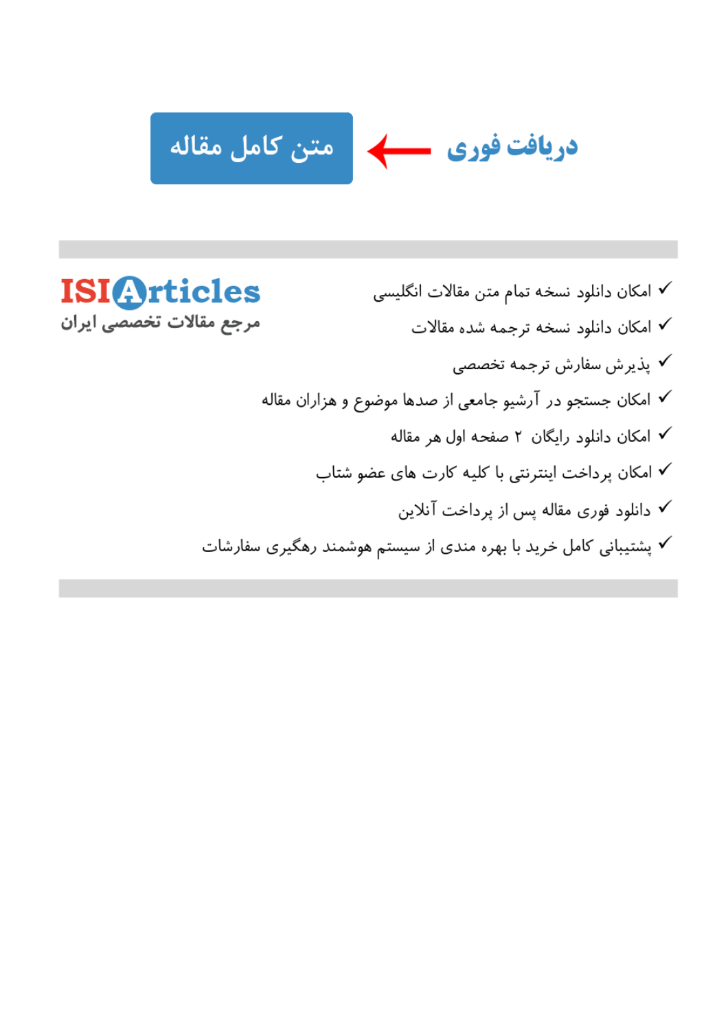دریافت فوری ← **متن کامل مقاله**

**ISIArticles**
مرجع مقالات تخصصی ایران

- ✓ امکان دانلود نسخه تمام متن مقالات انگلیسی
- ✓ امکان دانلود نسخه ترجمه شده مقالات
- ✓ پذیرش سفارش ترجمه تخصصی
- ✓ امکان جستجو در آرشیو جامعی از صدها موضوع و هزاران مقاله
- ✓ امکان دانلود رایگان ۲ صفحه اول هر مقاله
- ✓ امکان پرداخت اینترنتی با کلیه کارت های عضو شتاب
- ✓ دانلود فوری مقاله پس از پرداخت آنلاین
- ✓ پشتیبانی کامل خرید با بهره مندی از سیستم هوشمند رهگیری سفارشات